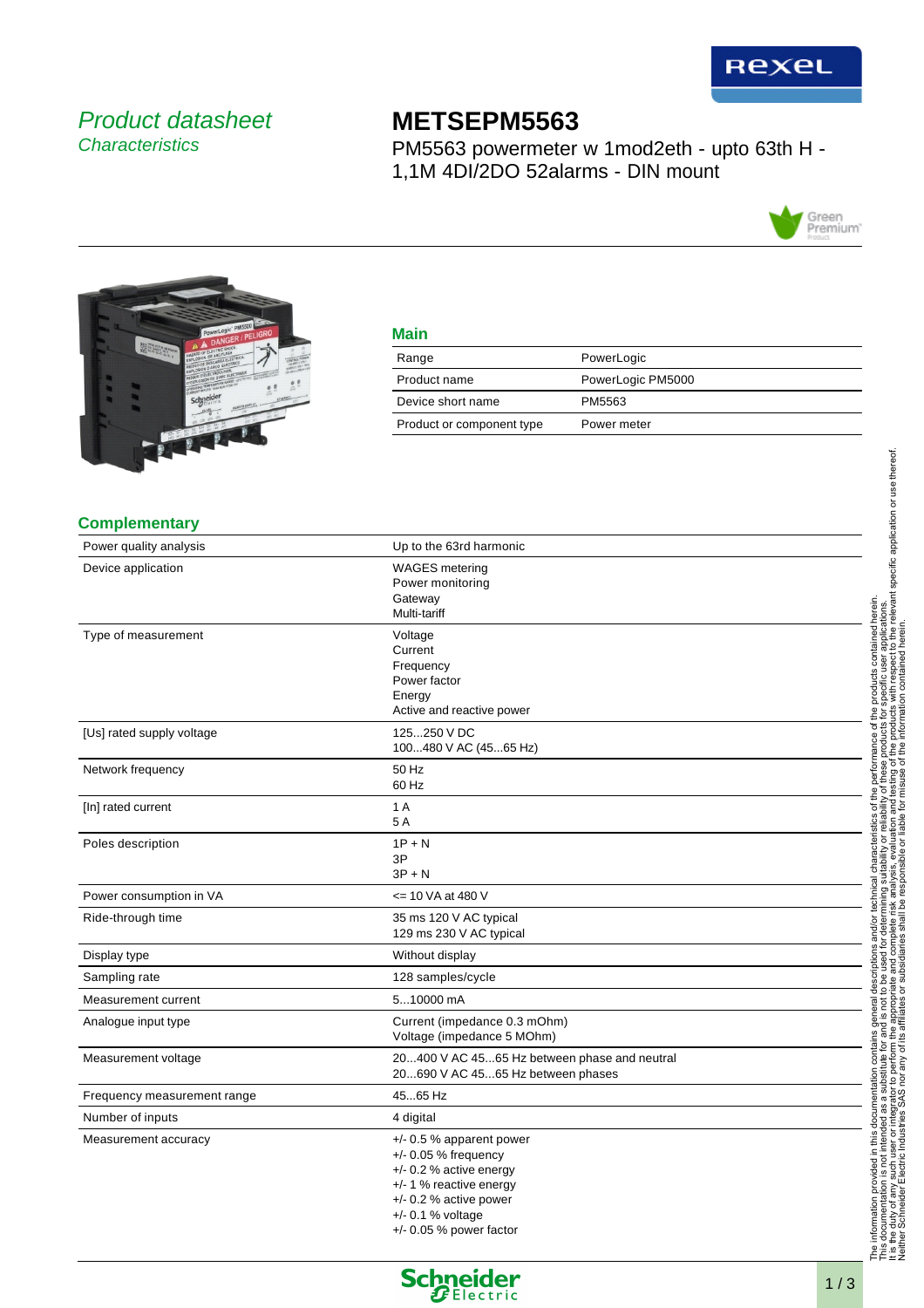*Product datasheet*
*Characteristics*

# METSEPM5563

PM5563 powermeter w 1mod2eth - upto 63th H - 1,1M 4DI/2DO 52alarms - DIN mount

## Main

| | |
|---|---|
| Range | PowerLogic |
| Product name | PowerLogic PM5000 |
| Device short name | PM5563 |
| Product or component type | Power meter |

## Complementary

| | |
|---|---|
| Power quality analysis | Up to the 63rd harmonic |
| Device application | WAGES metering<br>Power monitoring<br>Gateway<br>Multi-tariff |
| Type of measurement | Voltage<br>Current<br>Frequency<br>Power factor<br>Energy<br>Active and reactive power |
| [Us] rated supply voltage | 125...250 V DC<br>100...480 V AC (45...65 Hz) |
| Network frequency | 50 Hz<br>60 Hz |
| [In] rated current | 1 A<br>5 A |
| Poles description | 1P + N<br>3P<br>3P + N |
| Power consumption in VA | <= 10 VA at 480 V |
| Ride-through time | 35 ms 120 V AC typical<br>129 ms 230 V AC typical |
| Display type | Without display |
| Sampling rate | 128 samples/cycle |
| Measurement current | 5...10000 mA |
| Analogue input type | Current (impedance 0.3 mOhm)<br>Voltage (impedance 5 MOhm) |
| Measurement voltage | 20...400 V AC 45...65 Hz between phase and neutral<br>20...690 V AC 45...65 Hz between phases |
| Frequency measurement range | 45...65 Hz |
| Number of inputs | 4 digital |
| Measurement accuracy | +/- 0.5 % apparent power<br>+/- 0.05 % frequency<br>+/- 0.2 % active energy<br>+/- 1 % reactive energy<br>+/- 0.2 % active power<br>+/- 0.1 % voltage<br>+/- 0.05 % power factor |

The information provided in this documentation contains general descriptions and/or technical characteristics of the performance of the products contained herein.
This documentation is not intended as a substitute for and is not to be used for determining suitability or reliability of these products for specific user applications.
It is the duty of any such user or integrator to perform the appropriate and complete risk analysis, evaluation and testing of the products with respect to the relevant specific application or use thereof.
Neither Schneider Electric Industries SAS nor any of its affiliates or subsidiaries shall be responsible or liable for misuse of the information contained herein.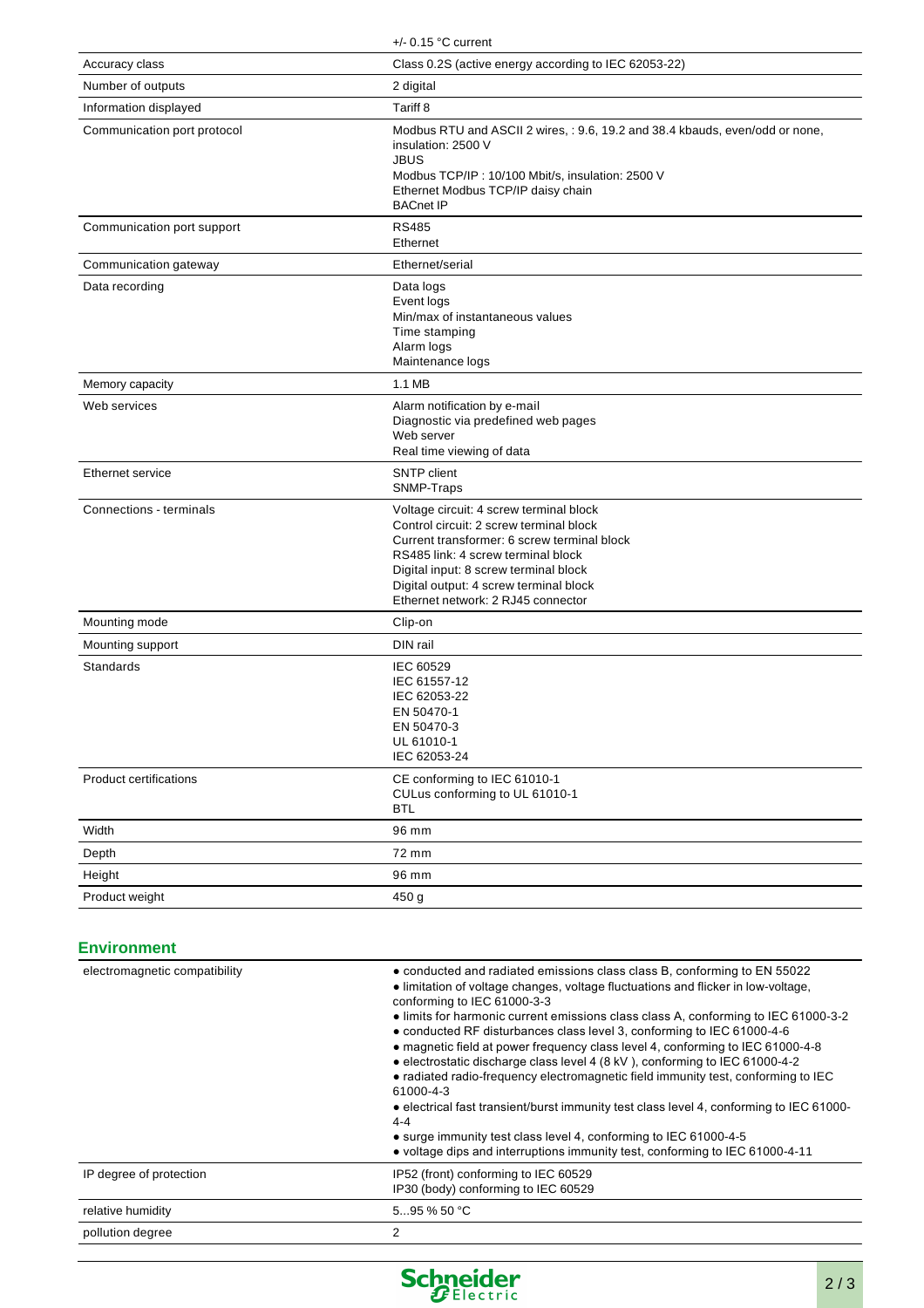|  | +/- 0.15 °C current |
|---|---|
| Accuracy class | Class 0.2S (active energy according to IEC 62053-22) |
| Number of outputs | 2 digital |
| Information displayed | Tariff 8 |
| Communication port protocol | Modbus RTU and ASCII 2 wires, : 9.6, 19.2 and 38.4 kbauds, even/odd or none, insulation: 2500 V<br>JBUS<br>Modbus TCP/IP : 10/100 Mbit/s, insulation: 2500 V<br>Ethernet Modbus TCP/IP daisy chain<br>BACnet IP |
| Communication port support | RS485<br>Ethernet |
| Communication gateway | Ethernet/serial |
| Data recording | Data logs<br>Event logs<br>Min/max of instantaneous values<br>Time stamping<br>Alarm logs<br>Maintenance logs |
| Memory capacity | 1.1 MB |
| Web services | Alarm notification by e-mail<br>Diagnostic via predefined web pages<br>Web server<br>Real time viewing of data |
| Ethernet service | SNTP client<br>SNMP-Traps |
| Connections - terminals | Voltage circuit: 4 screw terminal block<br>Control circuit: 2 screw terminal block<br>Current transformer: 6 screw terminal block<br>RS485 link: 4 screw terminal block<br>Digital input: 8 screw terminal block<br>Digital output: 4 screw terminal block<br>Ethernet network: 2 RJ45 connector |
| Mounting mode | Clip-on |
| Mounting support | DIN rail |
| Standards | IEC 60529<br>IEC 61557-12<br>IEC 62053-22<br>EN 50470-1<br>EN 50470-3<br>UL 61010-1<br>IEC 62053-24 |
| Product certifications | CE conforming to IEC 61010-1<br>CULus conforming to UL 61010-1<br>BTL |
| Width | 96 mm |
| Depth | 72 mm |
| Height | 96 mm |
| Product weight | 450 g |

## Environment

| | |
|---|---|
| electromagnetic compatibility | • conducted and radiated emissions class class B, conforming to EN 55022<br>• limitation of voltage changes, voltage fluctuations and flicker in low-voltage, conforming to IEC 61000-3-3<br>• limits for harmonic current emissions class class A, conforming to IEC 61000-3-2<br>• conducted RF disturbances class level 3, conforming to IEC 61000-4-6<br>• magnetic field at power frequency class level 4, conforming to IEC 61000-4-8<br>• electrostatic discharge class level 4 (8 kV ), conforming to IEC 61000-4-2<br>• radiated radio-frequency electromagnetic field immunity test, conforming to IEC 61000-4-3<br>• electrical fast transient/burst immunity test class level 4, conforming to IEC 61000-4-4<br>• surge immunity test class level 4, conforming to IEC 61000-4-5<br>• voltage dips and interruptions immunity test, conforming to IEC 61000-4-11 |
| IP degree of protection | IP52 (front) conforming to IEC 60529<br>IP30 (body) conforming to IEC 60529 |
| relative humidity | 5...95 % 50 °C |
| pollution degree | 2 |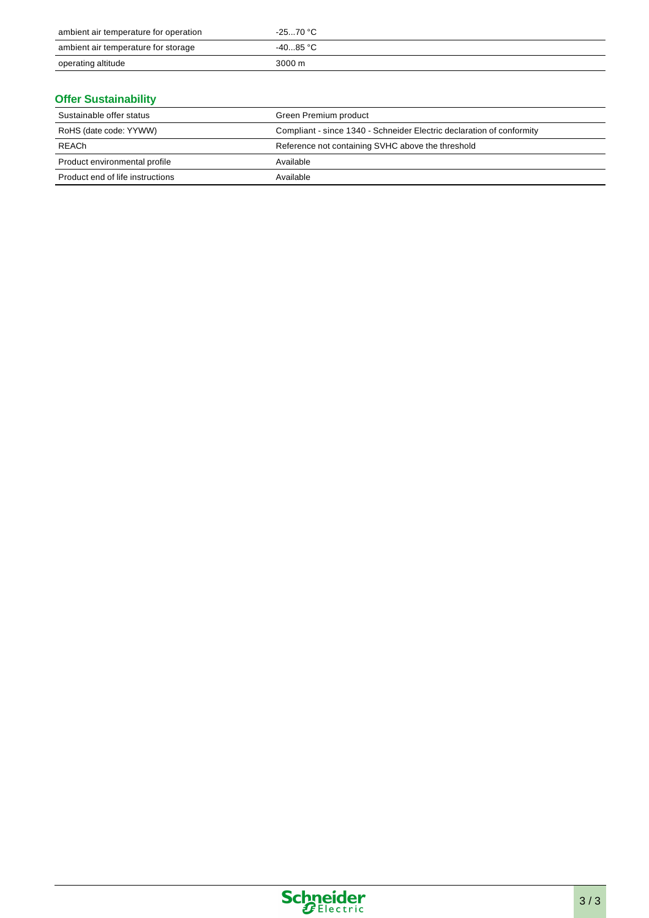| | |
|---|---|
| ambient air temperature for operation | -25...70 °C |
| ambient air temperature for storage | -40...85 °C |
| operating altitude | 3000 m |

## Offer Sustainability

| | |
|---|---|
| Sustainable offer status | Green Premium product |
| RoHS (date code: YYWW) | Compliant - since 1340 - Schneider Electric declaration of conformity |
| REACh | Reference not containing SVHC above the threshold |
| Product environmental profile | Available |
| Product end of life instructions | Available |